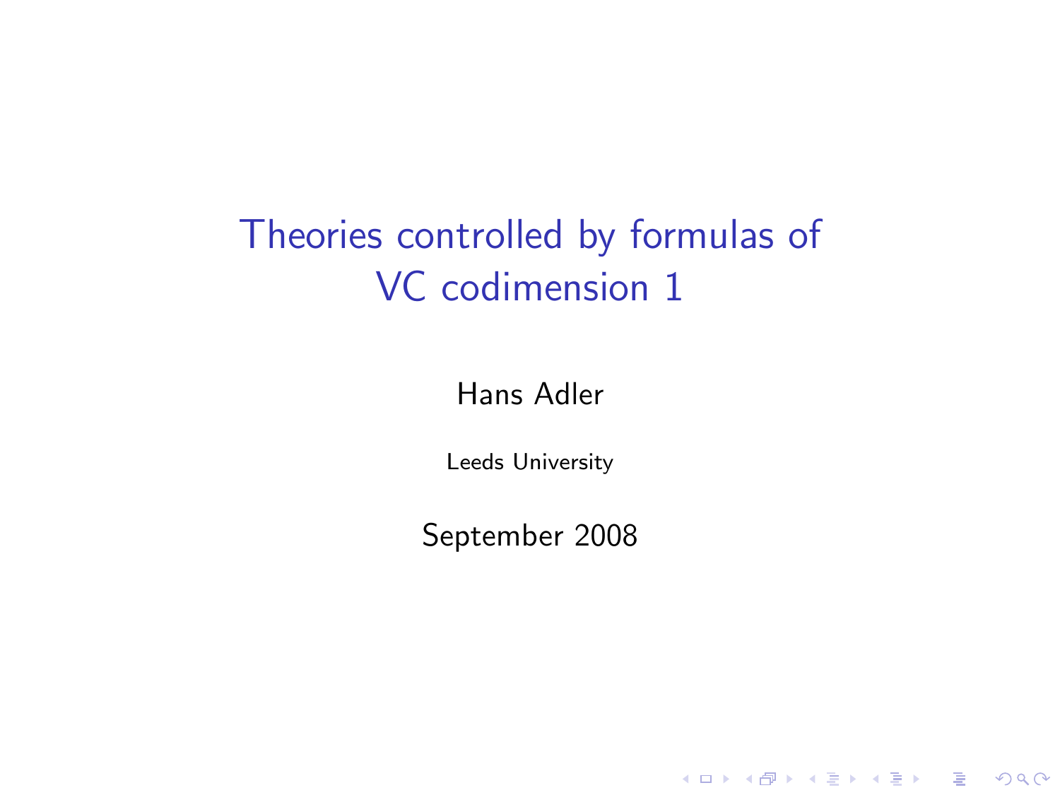# Theories controlled by formulas of VC codimension 1

Hans Adler

Leeds University

September 2008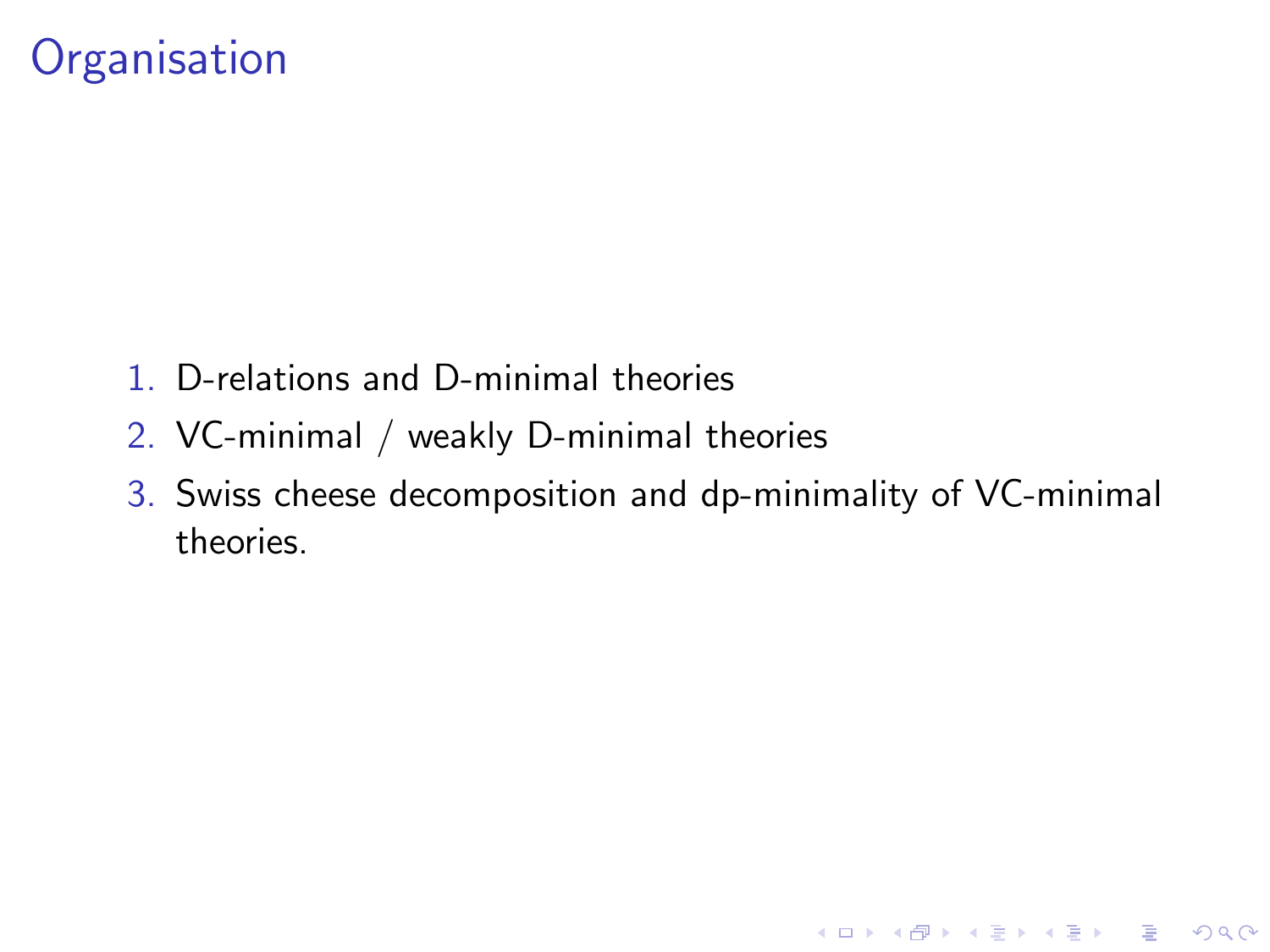# Organisation

1. D-relations and D-minimal theories
2. VC-minimal / weakly D-minimal theories
3. Swiss cheese decomposition and dp-minimality of VC-minimal theories.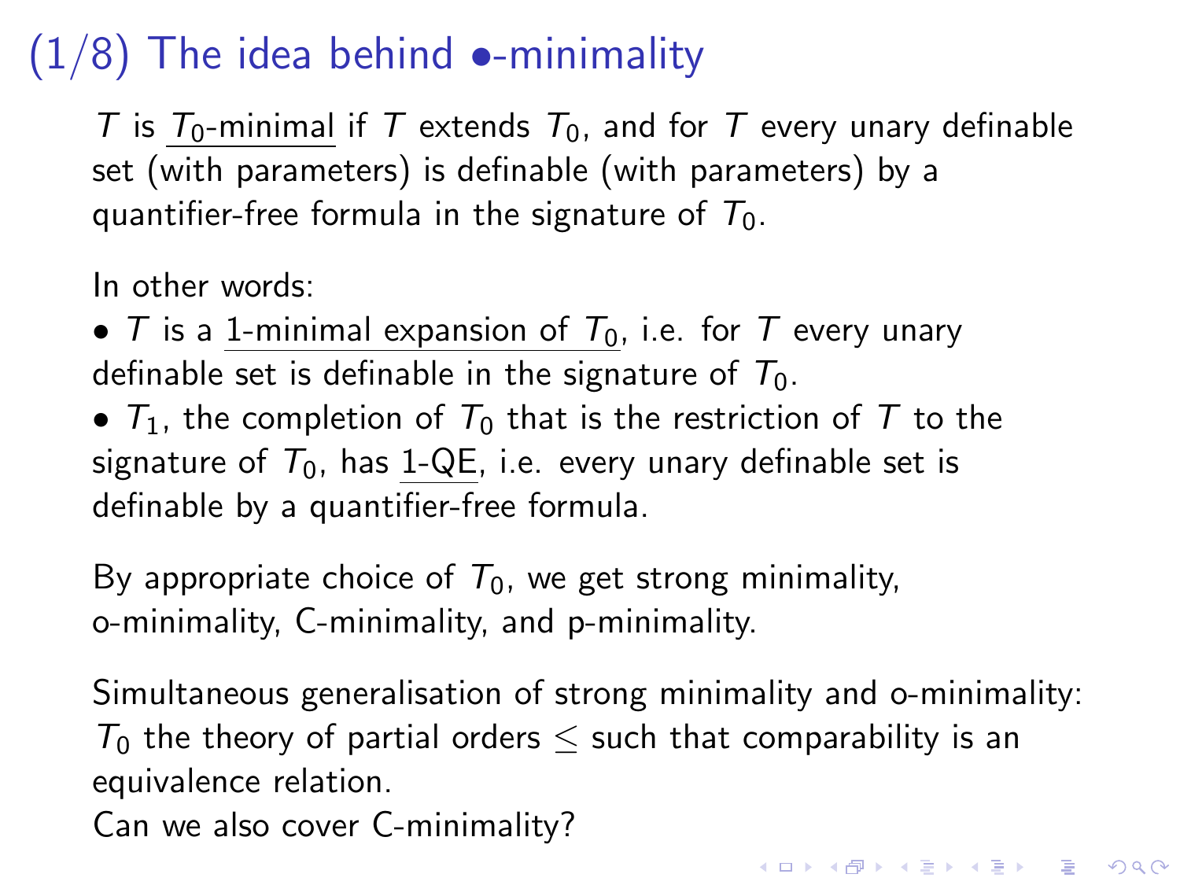# (1/8) The idea behind •-minimality

$T$ is <u>$T_0$-minimal</u> if $T$ extends $T_0$, and for $T$ every unary definable set (with parameters) is definable (with parameters) by a quantifier-free formula in the signature of $T_0$.

In other words:

- $T$ is a <u>1-minimal expansion of $T_0$</u>, i.e. for $T$ every unary definable set is definable in the signature of $T_0$.
- $T_1$, the completion of $T_0$ that is the restriction of $T$ to the signature of $T_0$, has <u>1-QE</u>, i.e. every unary definable set is definable by a quantifier-free formula.

By appropriate choice of $T_0$, we get strong minimality, o-minimality, C-minimality, and p-minimality.

Simultaneous generalisation of strong minimality and o-minimality: $T_0$ the theory of partial orders $\leq$ such that comparability is an equivalence relation.
Can we also cover C-minimality?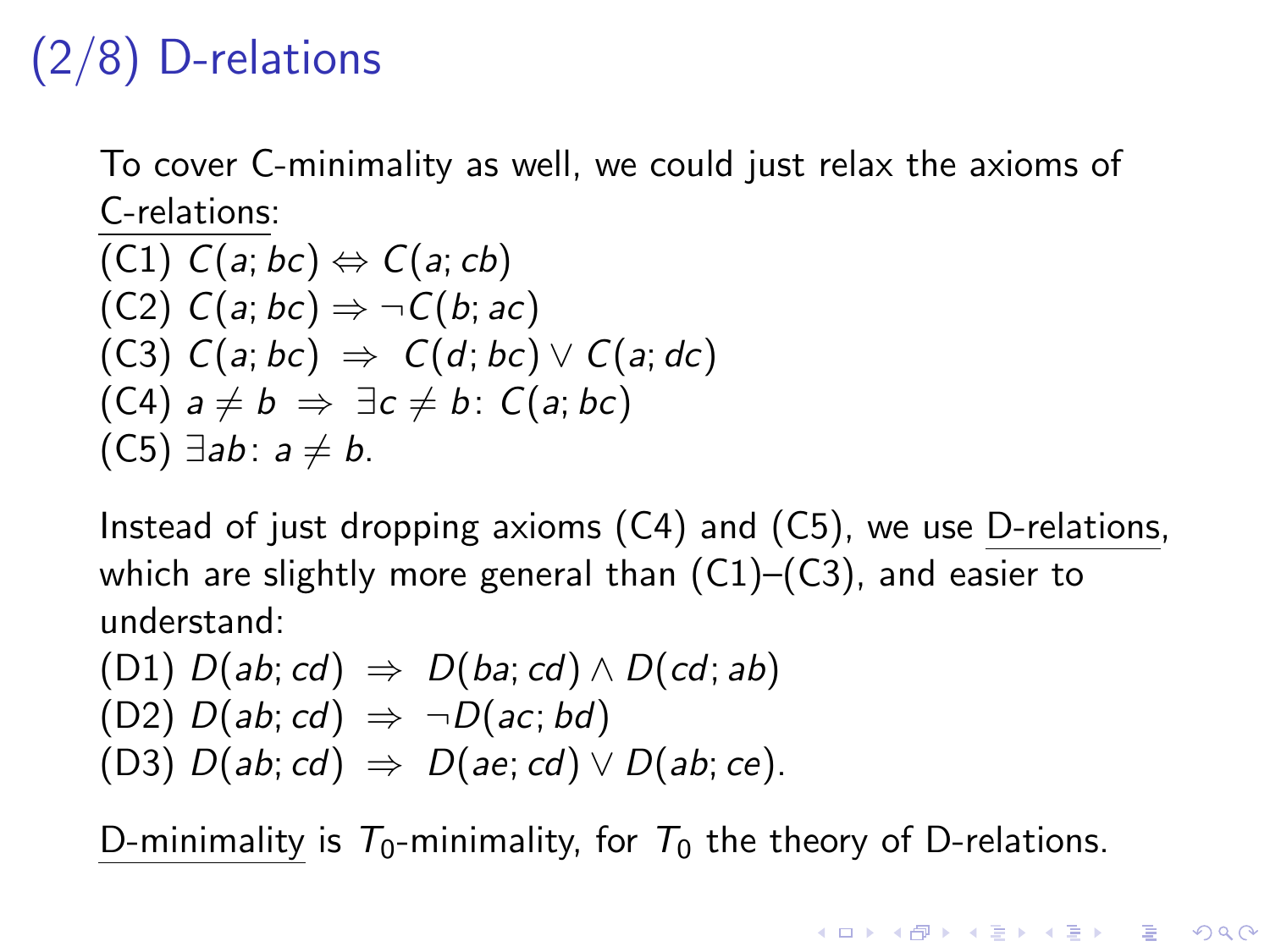# (2/8) D-relations

To cover C-minimality as well, we could just relax the axioms of C-relations:

(C1) $C(a; bc) \Leftrightarrow C(a; cb)$
(C2) $C(a; bc) \Rightarrow \neg C(b; ac)$
(C3) $C(a; bc) \Rightarrow C(d; bc) \vee C(a; dc)$
(C4) $a \neq b \Rightarrow \exists c \neq b \colon C(a; bc)$
(C5) $\exists ab \colon a \neq b$.

Instead of just dropping axioms (C4) and (C5), we use D-relations, which are slightly more general than (C1)–(C3), and easier to understand:

(D1) $D(ab; cd) \Rightarrow D(ba; cd) \wedge D(cd; ab)$
(D2) $D(ab; cd) \Rightarrow \neg D(ac; bd)$
(D3) $D(ab; cd) \Rightarrow D(ae; cd) \vee D(ab; ce)$.

D-minimality is $T_0$-minimality, for $T_0$ the theory of D-relations.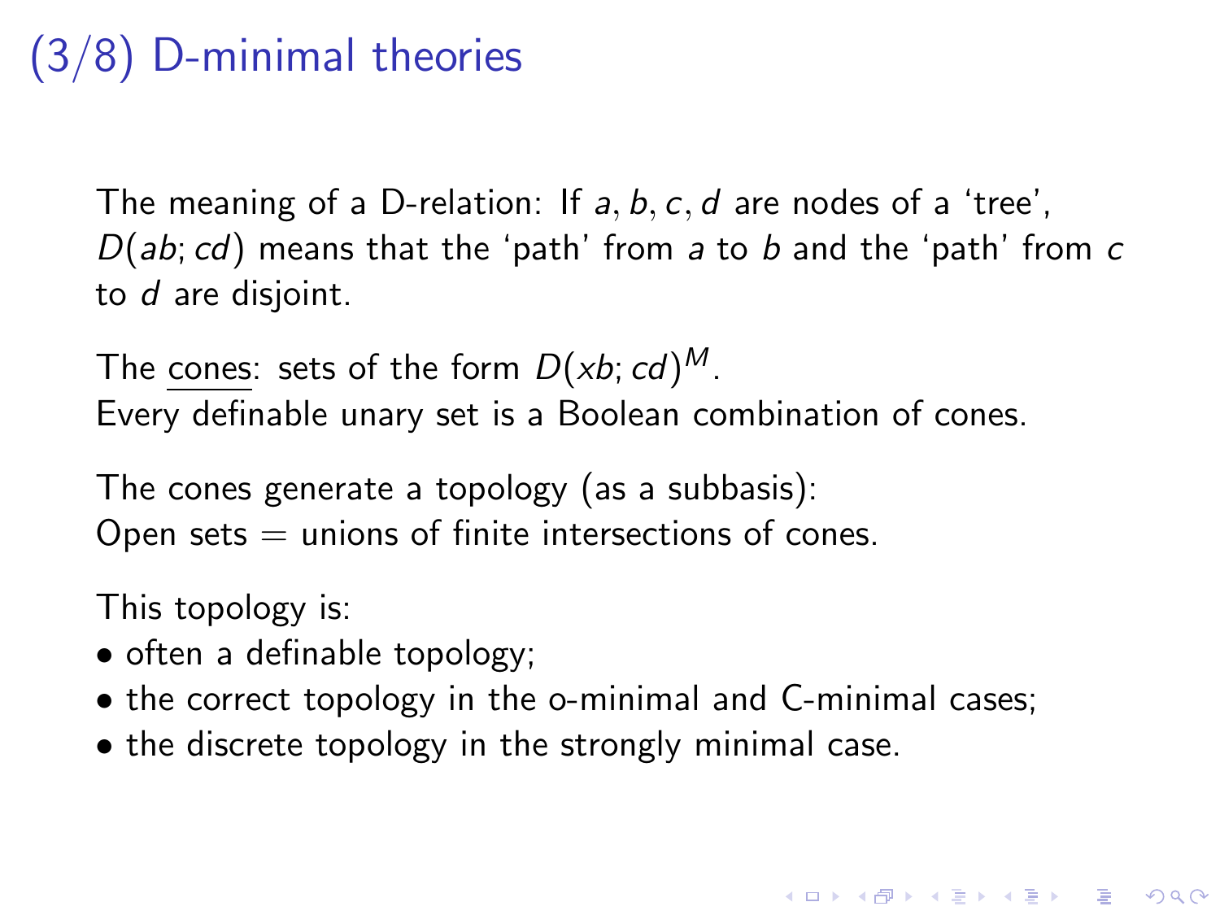# (3/8) D-minimal theories

The meaning of a D-relation: If $a, b, c, d$ are nodes of a 'tree', $D(ab; cd)$ means that the 'path' from $a$ to $b$ and the 'path' from $c$ to $d$ are disjoint.

The <u>cones</u>: sets of the form $D(xb; cd)^M$.
Every definable unary set is a Boolean combination of cones.

The cones generate a topology (as a subbasis):
Open sets = unions of finite intersections of cones.

This topology is:

- often a definable topology;
- the correct topology in the o-minimal and C-minimal cases;
- the discrete topology in the strongly minimal case.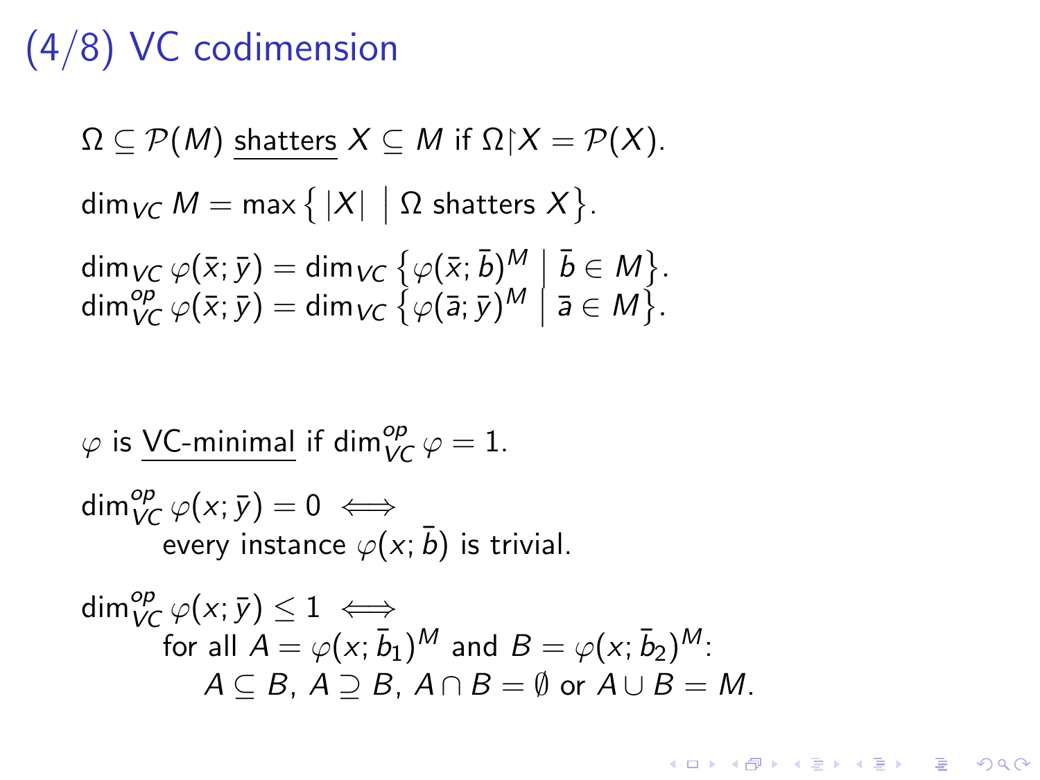# (4/8) VC codimension

$\Omega \subseteq \mathcal{P}(M)$ <u>shatters</u> $X \subseteq M$ if $\Omega{\restriction}X = \mathcal{P}(X)$.

$\dim_{VC} M = \max\left\{ |X| \;\middle|\; \Omega \text{ shatters } X \right\}$.

$\dim_{VC} \varphi(\bar{x}; \bar{y}) = \dim_{VC} \left\{ \varphi(\bar{x}; \bar{b})^M \;\middle|\; \bar{b} \in M \right\}$.
$\dim^{op}_{VC} \varphi(\bar{x}; \bar{y}) = \dim_{VC} \left\{ \varphi(\bar{a}; \bar{y})^M \;\middle|\; \bar{a} \in M \right\}$.

$\varphi$ is <u>VC-minimal</u> if $\dim^{op}_{VC} \varphi = 1$.

$\dim^{op}_{VC} \varphi(x; \bar{y}) = 0 \iff$
every instance $\varphi(x; \bar{b})$ is trivial.

$\dim^{op}_{VC} \varphi(x; \bar{y}) \leq 1 \iff$
for all $A = \varphi(x; \bar{b}_1)^M$ and $B = \varphi(x; \bar{b}_2)^M$:
$A \subseteq B$, $A \supseteq B$, $A \cap B = \emptyset$ or $A \cup B = M$.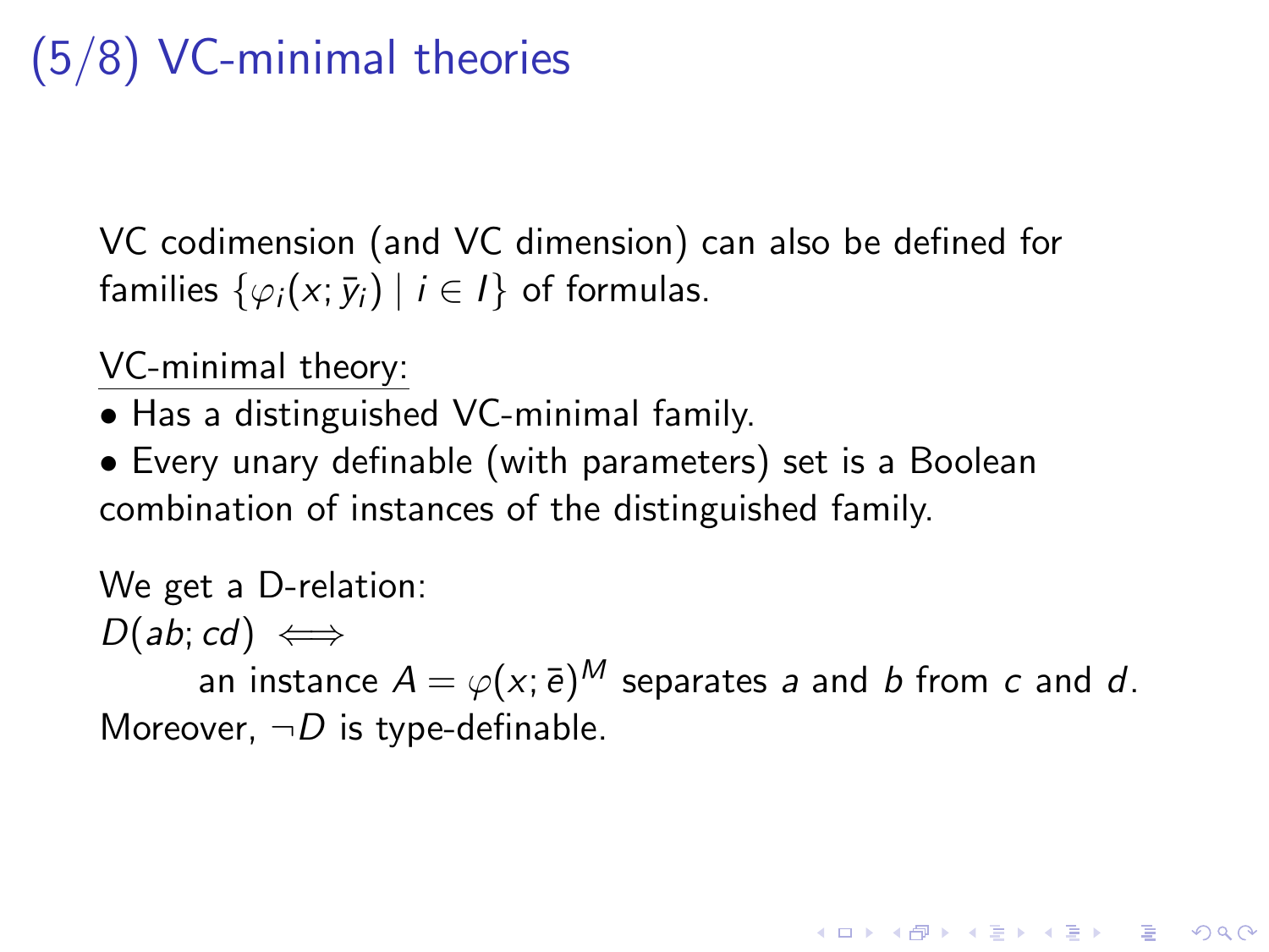# (5/8) VC-minimal theories

VC codimension (and VC dimension) can also be defined for families $\{\varphi_i(x; \bar{y}_i) \mid i \in I\}$ of formulas.

<u>VC-minimal theory:</u>

- Has a distinguished VC-minimal family.
- Every unary definable (with parameters) set is a Boolean combination of instances of the distinguished family.

We get a D-relation:

$D(ab; cd) \iff$

an instance $A = \varphi(x; \bar{e})^M$ separates $a$ and $b$ from $c$ and $d$.

Moreover, $\neg D$ is type-definable.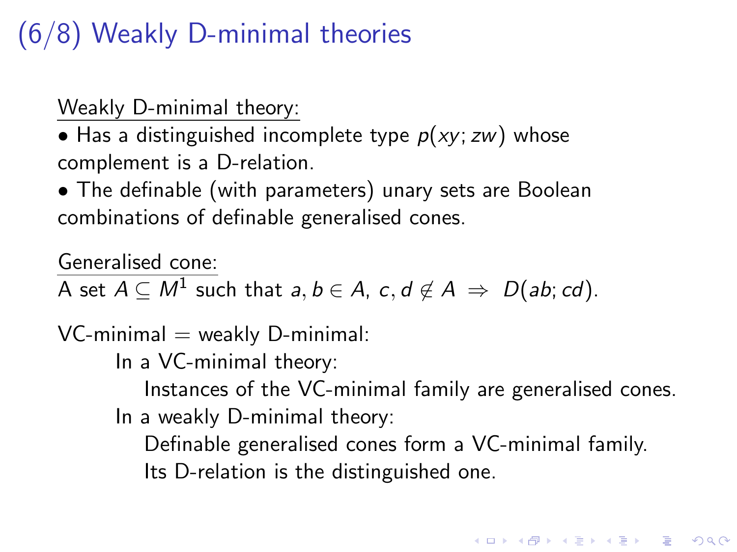# (6/8) Weakly D-minimal theories

Weakly D-minimal theory:

- Has a distinguished incomplete type $p(xy; zw)$ whose complement is a D-relation.
- The definable (with parameters) unary sets are Boolean combinations of definable generalised cones.

Generalised cone:
A set $A \subseteq M^1$ such that $a, b \in A,\ c, d \notin A \ \Rightarrow\ D(ab; cd)$.

VC-minimal = weakly D-minimal:

- In a VC-minimal theory:
  - Instances of the VC-minimal family are generalised cones.
- In a weakly D-minimal theory:
  - Definable generalised cones form a VC-minimal family.
  - Its D-relation is the distinguished one.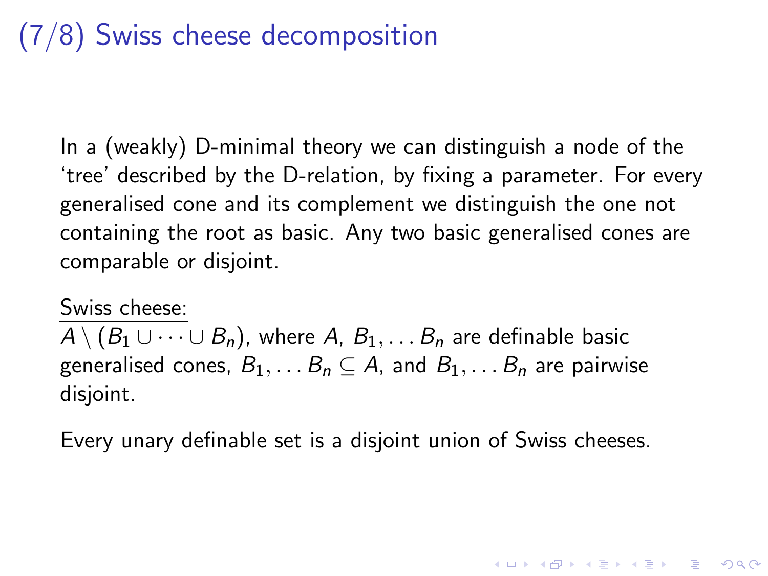# (7/8) Swiss cheese decomposition

In a (weakly) D-minimal theory we can distinguish a node of the 'tree' described by the D-relation, by fixing a parameter. For every generalised cone and its complement we distinguish the one not containing the root as basic. Any two basic generalised cones are comparable or disjoint.

Swiss cheese:
$A \setminus (B_1 \cup \cdots \cup B_n)$, where $A$, $B_1, \ldots B_n$ are definable basic generalised cones, $B_1, \ldots B_n \subseteq A$, and $B_1, \ldots B_n$ are pairwise disjoint.

Every unary definable set is a disjoint union of Swiss cheeses.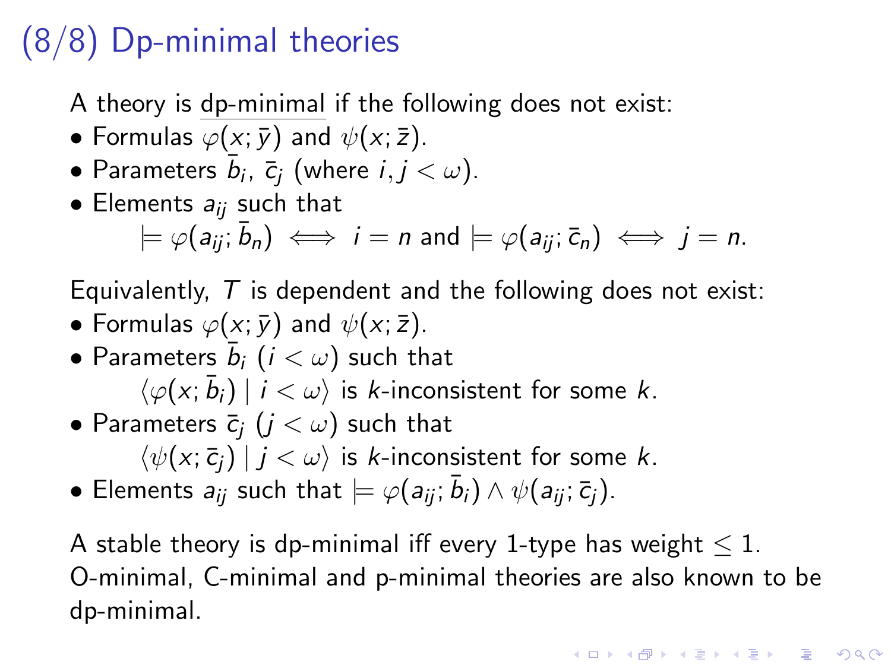# (8/8) Dp-minimal theories

A theory is dp-minimal if the following does not exist:

- Formulas $\varphi(x; \bar{y})$ and $\psi(x; \bar{z})$.
- Parameters $\bar{b}_i$, $\bar{c}_j$ (where $i, j < \omega$).
- Elements $a_{ij}$ such that
$$\models \varphi(a_{ij}; \bar{b}_n) \iff i = n \text{ and } \models \varphi(a_{ij}; \bar{c}_n) \iff j = n.$$

Equivalently, $T$ is dependent and the following does not exist:

- Formulas $\varphi(x; \bar{y})$ and $\psi(x; \bar{z})$.
- Parameters $\bar{b}_i$ ($i < \omega$) such that
$$\langle \varphi(x; \bar{b}_i) \mid i < \omega \rangle \text{ is } k\text{-inconsistent for some } k.$$
- Parameters $\bar{c}_j$ ($j < \omega$) such that
$$\langle \psi(x; \bar{c}_j) \mid j < \omega \rangle \text{ is } k\text{-inconsistent for some } k.$$
- Elements $a_{ij}$ such that $\models \varphi(a_{ij}; \bar{b}_i) \wedge \psi(a_{ij}; \bar{c}_j)$.

A stable theory is dp-minimal iff every 1-type has weight $\leq 1$.
O-minimal, C-minimal and p-minimal theories are also known to be dp-minimal.